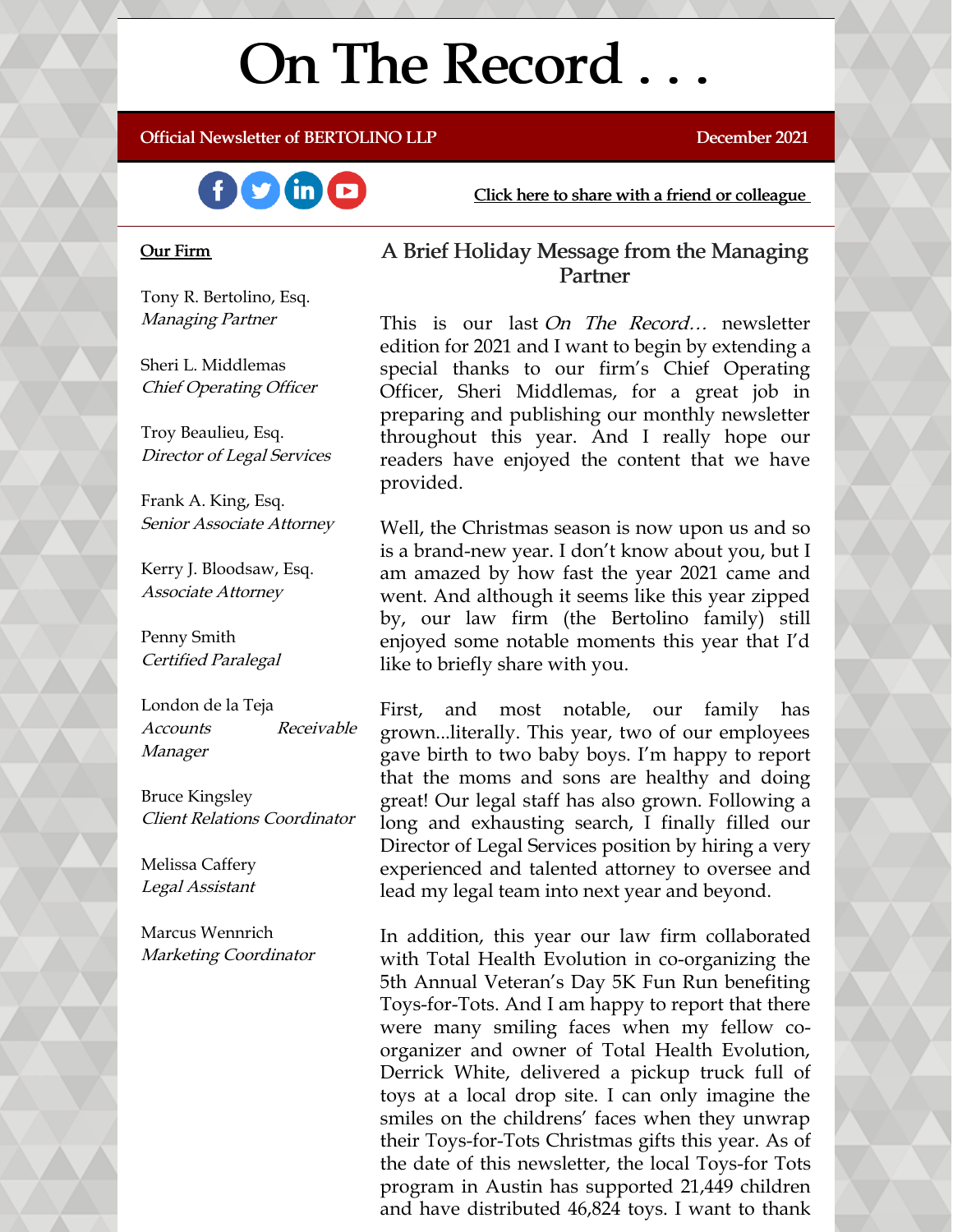# On The Record . . .

**Official Newsletter of BERTOLINO LLP** December 2021

Click here to share with a friend or colleague

**Our Firm**

Tony R. Bertolino, Esq.
*Managing Partner*

Sheri L. Middlemas
*Chief Operating Officer*

Troy Beaulieu, Esq.
*Director of Legal Services*

Frank A. King, Esq.
*Senior Associate Attorney*

Kerry J. Bloodsaw, Esq.
*Associate Attorney*

Penny Smith
*Certified Paralegal*

London de la Teja
*Accounts Receivable Manager*

Bruce Kingsley
*Client Relations Coordinator*

Melissa Caffery
*Legal Assistant*

Marcus Wennrich
*Marketing Coordinator*

## A Brief Holiday Message from the Managing Partner

This is our last *On The Record…* newsletter edition for 2021 and I want to begin by extending a special thanks to our firm's Chief Operating Officer, Sheri Middlemas, for a great job in preparing and publishing our monthly newsletter throughout this year. And I really hope our readers have enjoyed the content that we have provided.

Well, the Christmas season is now upon us and so is a brand-new year. I don't know about you, but I am amazed by how fast the year 2021 came and went. And although it seems like this year zipped by, our law firm (the Bertolino family) still enjoyed some notable moments this year that I'd like to briefly share with you.

First, and most notable, our family has grown...literally. This year, two of our employees gave birth to two baby boys. I'm happy to report that the moms and sons are healthy and doing great! Our legal staff has also grown. Following a long and exhausting search, I finally filled our Director of Legal Services position by hiring a very experienced and talented attorney to oversee and lead my legal team into next year and beyond.

In addition, this year our law firm collaborated with Total Health Evolution in co-organizing the 5th Annual Veteran's Day 5K Fun Run benefiting Toys-for-Tots. And I am happy to report that there were many smiling faces when my fellow co-organizer and owner of Total Health Evolution, Derrick White, delivered a pickup truck full of toys at a local drop site. I can only imagine the smiles on the childrens' faces when they unwrap their Toys-for-Tots Christmas gifts this year. As of the date of this newsletter, the local Toys-for Tots program in Austin has supported 21,449 children and have distributed 46,824 toys. I want to thank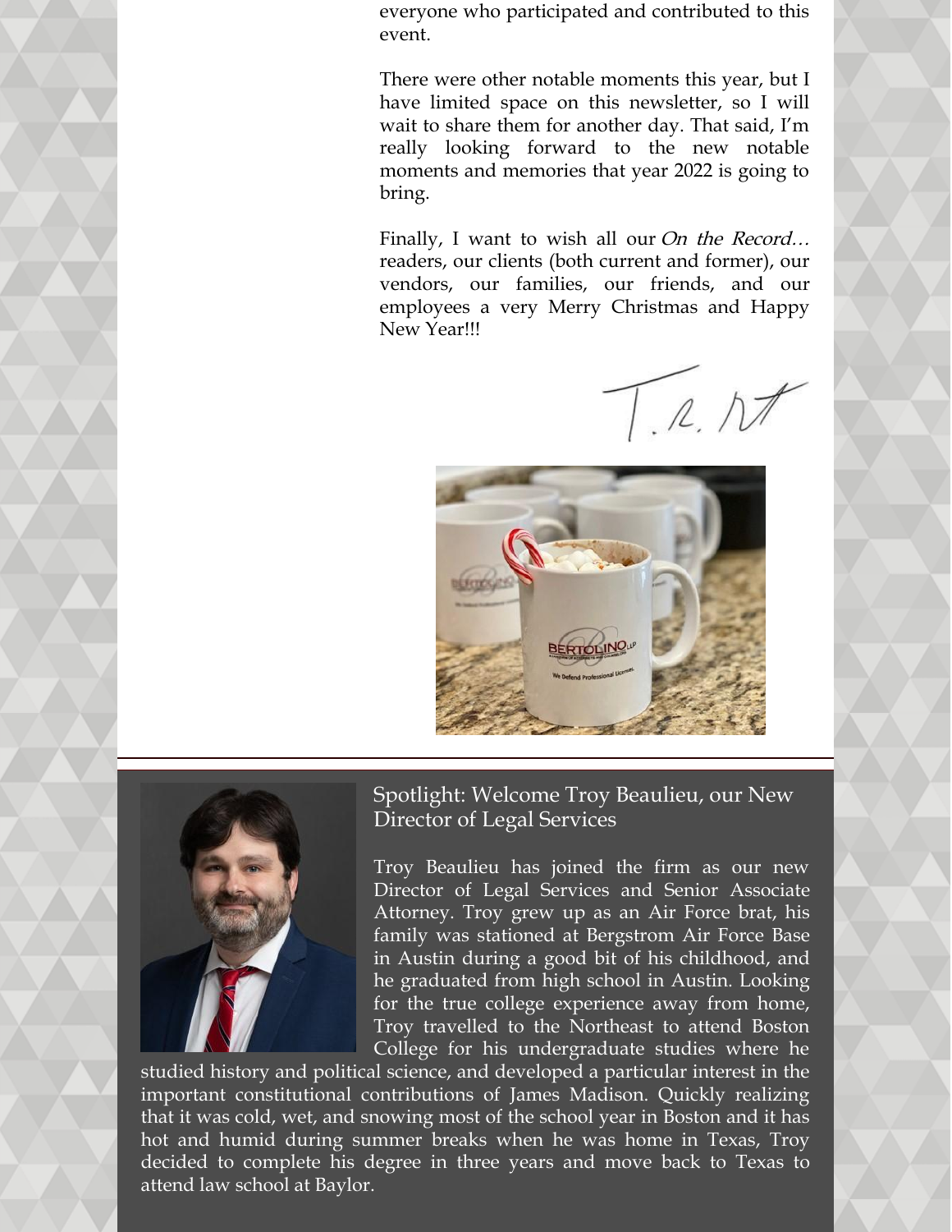everyone who participated and contributed to this event.

There were other notable moments this year, but I have limited space on this newsletter, so I will wait to share them for another day. That said, I'm really looking forward to the new notable moments and memories that year 2022 is going to bring.

Finally, I want to wish all our *On the Record…* readers, our clients (both current and former), our vendors, our families, our friends, and our employees a very Merry Christmas and Happy New Year!!!

## Spotlight: Welcome Troy Beaulieu, our New Director of Legal Services

Troy Beaulieu has joined the firm as our new Director of Legal Services and Senior Associate Attorney. Troy grew up as an Air Force brat, his family was stationed at Bergstrom Air Force Base in Austin during a good bit of his childhood, and he graduated from high school in Austin. Looking for the true college experience away from home, Troy travelled to the Northeast to attend Boston College for his undergraduate studies where he studied history and political science, and developed a particular interest in the important constitutional contributions of James Madison. Quickly realizing that it was cold, wet, and snowing most of the school year in Boston and it has hot and humid during summer breaks when he was home in Texas, Troy decided to complete his degree in three years and move back to Texas to attend law school at Baylor.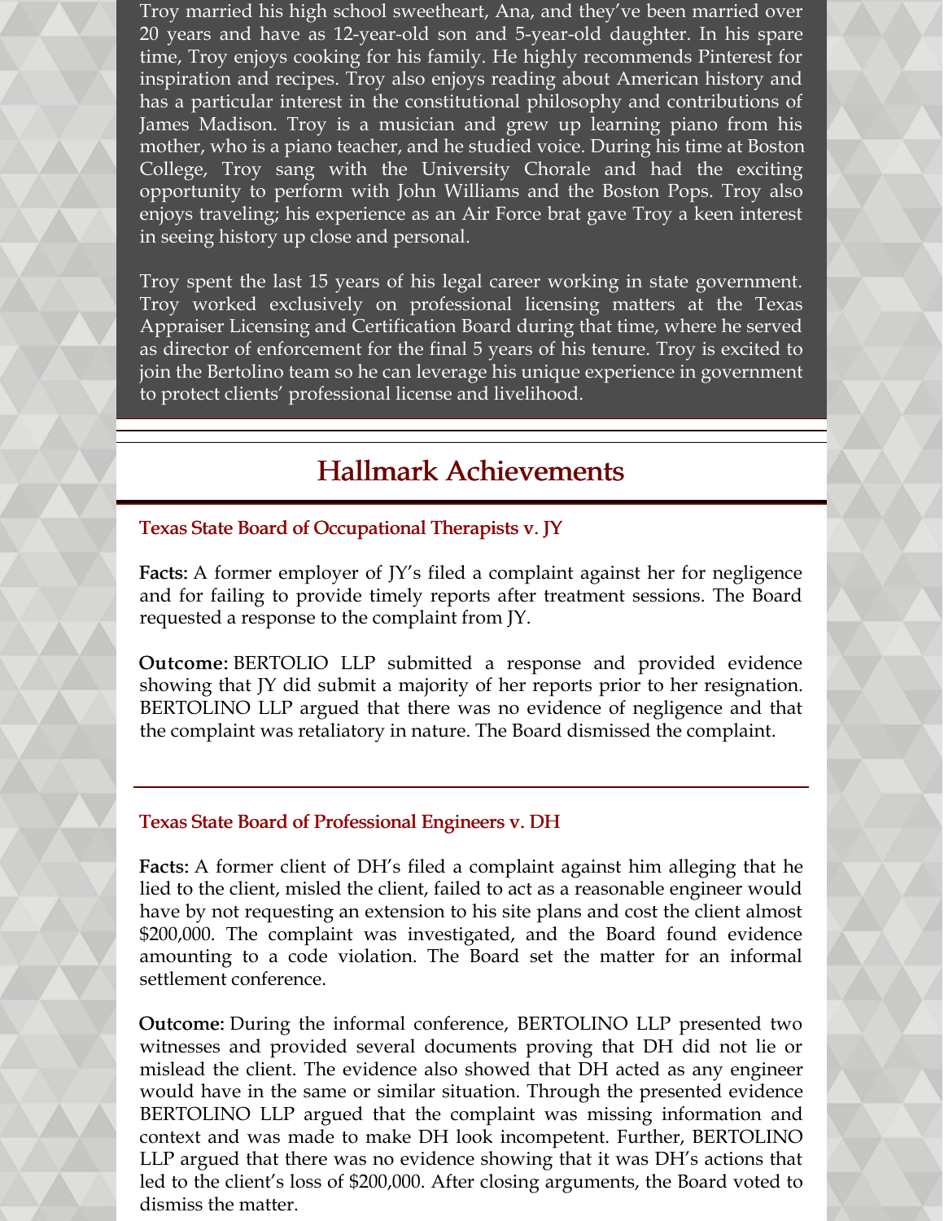Troy married his high school sweetheart, Ana, and they've been married over 20 years and have as 12-year-old son and 5-year-old daughter. In his spare time, Troy enjoys cooking for his family. He highly recommends Pinterest for inspiration and recipes. Troy also enjoys reading about American history and has a particular interest in the constitutional philosophy and contributions of James Madison. Troy is a musician and grew up learning piano from his mother, who is a piano teacher, and he studied voice. During his time at Boston College, Troy sang with the University Chorale and had the exciting opportunity to perform with John Williams and the Boston Pops. Troy also enjoys traveling; his experience as an Air Force brat gave Troy a keen interest in seeing history up close and personal.

Troy spent the last 15 years of his legal career working in state government. Troy worked exclusively on professional licensing matters at the Texas Appraiser Licensing and Certification Board during that time, where he served as director of enforcement for the final 5 years of his tenure. Troy is excited to join the Bertolino team so he can leverage his unique experience in government to protect clients' professional license and livelihood.

## Hallmark Achievements

### Texas State Board of Occupational Therapists v. JY

**Facts:** A former employer of JY's filed a complaint against her for negligence and for failing to provide timely reports after treatment sessions. The Board requested a response to the complaint from JY.

**Outcome:** BERTOLIO LLP submitted a response and provided evidence showing that JY did submit a majority of her reports prior to her resignation. BERTOLINO LLP argued that there was no evidence of negligence and that the complaint was retaliatory in nature. The Board dismissed the complaint.

### Texas State Board of Professional Engineers v. DH

**Facts:** A former client of DH's filed a complaint against him alleging that he lied to the client, misled the client, failed to act as a reasonable engineer would have by not requesting an extension to his site plans and cost the client almost $200,000. The complaint was investigated, and the Board found evidence amounting to a code violation. The Board set the matter for an informal settlement conference.

**Outcome:** During the informal conference, BERTOLINO LLP presented two witnesses and provided several documents proving that DH did not lie or mislead the client. The evidence also showed that DH acted as any engineer would have in the same or similar situation. Through the presented evidence BERTOLINO LLP argued that the complaint was missing information and context and was made to make DH look incompetent. Further, BERTOLINO LLP argued that there was no evidence showing that it was DH's actions that led to the client's loss of $200,000. After closing arguments, the Board voted to dismiss the matter.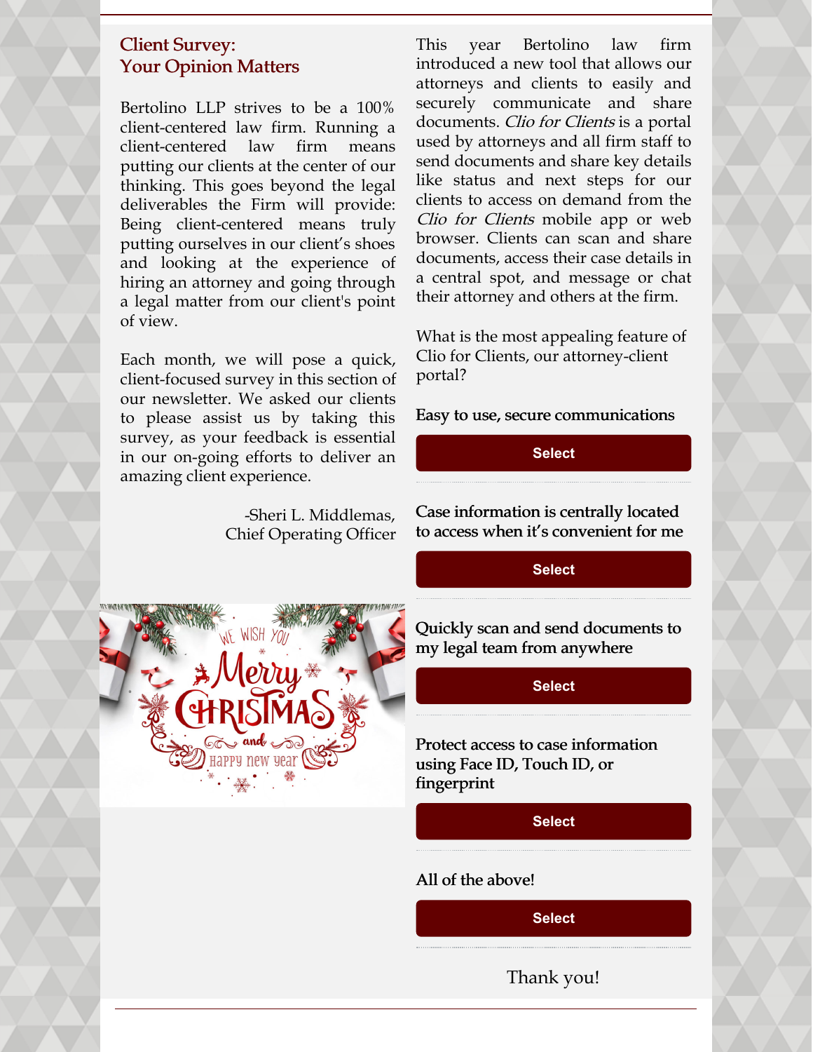## Client Survey: Your Opinion Matters

Bertolino LLP strives to be a 100% client-centered law firm. Running a client-centered law firm means putting our clients at the center of our thinking. This goes beyond the legal deliverables the Firm will provide: Being client-centered means truly putting ourselves in our client's shoes and looking at the experience of hiring an attorney and going through a legal matter from our client's point of view.

Each month, we will pose a quick, client-focused survey in this section of our newsletter. We asked our clients to please assist us by taking this survey, as your feedback is essential in our on-going efforts to deliver an amazing client experience.

-Sheri L. Middlemas,
Chief Operating Officer

This year Bertolino law firm introduced a new tool that allows our attorneys and clients to easily and securely communicate and share documents. *Clio for Clients* is a portal used by attorneys and all firm staff to send documents and share key details like status and next steps for our clients to access on demand from the *Clio for Clients* mobile app or web browser. Clients can scan and share documents, access their case details in a central spot, and message or chat their attorney and others at the firm.

What is the most appealing feature of Clio for Clients, our attorney-client portal?

**Easy to use, secure communications**

Select

**Case information is centrally located to access when it's convenient for me**

Select

**Quickly scan and send documents to my legal team from anywhere**

Select

**Protect access to case information using Face ID, Touch ID, or fingerprint**

Select

**All of the above!**

Select

Thank you!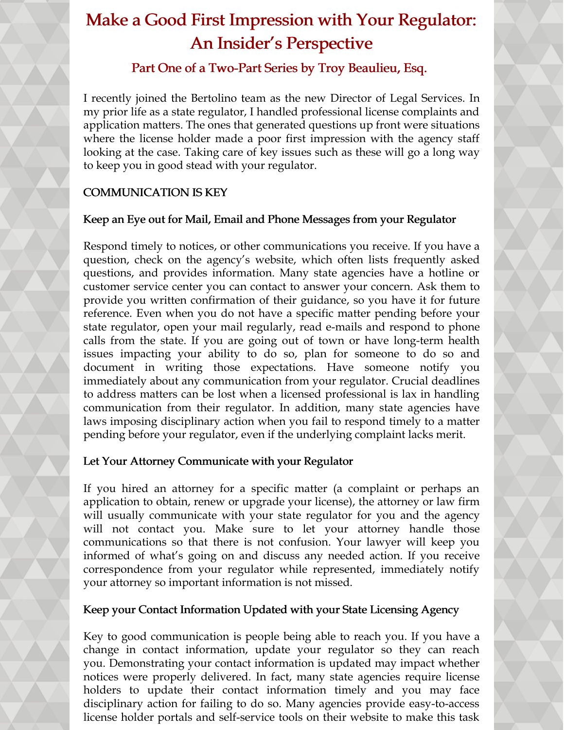# Make a Good First Impression with Your Regulator: An Insider's Perspective

## Part One of a Two-Part Series by Troy Beaulieu, Esq.

I recently joined the Bertolino team as the new Director of Legal Services. In my prior life as a state regulator, I handled professional license complaints and application matters. The ones that generated questions up front were situations where the license holder made a poor first impression with the agency staff looking at the case. Taking care of key issues such as these will go a long way to keep you in good stead with your regulator.

### COMMUNICATION IS KEY

#### Keep an Eye out for Mail, Email and Phone Messages from your Regulator

Respond timely to notices, or other communications you receive. If you have a question, check on the agency's website, which often lists frequently asked questions, and provides information. Many state agencies have a hotline or customer service center you can contact to answer your concern. Ask them to provide you written confirmation of their guidance, so you have it for future reference. Even when you do not have a specific matter pending before your state regulator, open your mail regularly, read e-mails and respond to phone calls from the state. If you are going out of town or have long-term health issues impacting your ability to do so, plan for someone to do so and document in writing those expectations. Have someone notify you immediately about any communication from your regulator. Crucial deadlines to address matters can be lost when a licensed professional is lax in handling communication from their regulator. In addition, many state agencies have laws imposing disciplinary action when you fail to respond timely to a matter pending before your regulator, even if the underlying complaint lacks merit.

#### Let Your Attorney Communicate with your Regulator

If you hired an attorney for a specific matter (a complaint or perhaps an application to obtain, renew or upgrade your license), the attorney or law firm will usually communicate with your state regulator for you and the agency will not contact you. Make sure to let your attorney handle those communications so that there is not confusion. Your lawyer will keep you informed of what's going on and discuss any needed action. If you receive correspondence from your regulator while represented, immediately notify your attorney so important information is not missed.

#### Keep your Contact Information Updated with your State Licensing Agency

Key to good communication is people being able to reach you. If you have a change in contact information, update your regulator so they can reach you. Demonstrating your contact information is updated may impact whether notices were properly delivered. In fact, many state agencies require license holders to update their contact information timely and you may face disciplinary action for failing to do so. Many agencies provide easy-to-access license holder portals and self-service tools on their website to make this task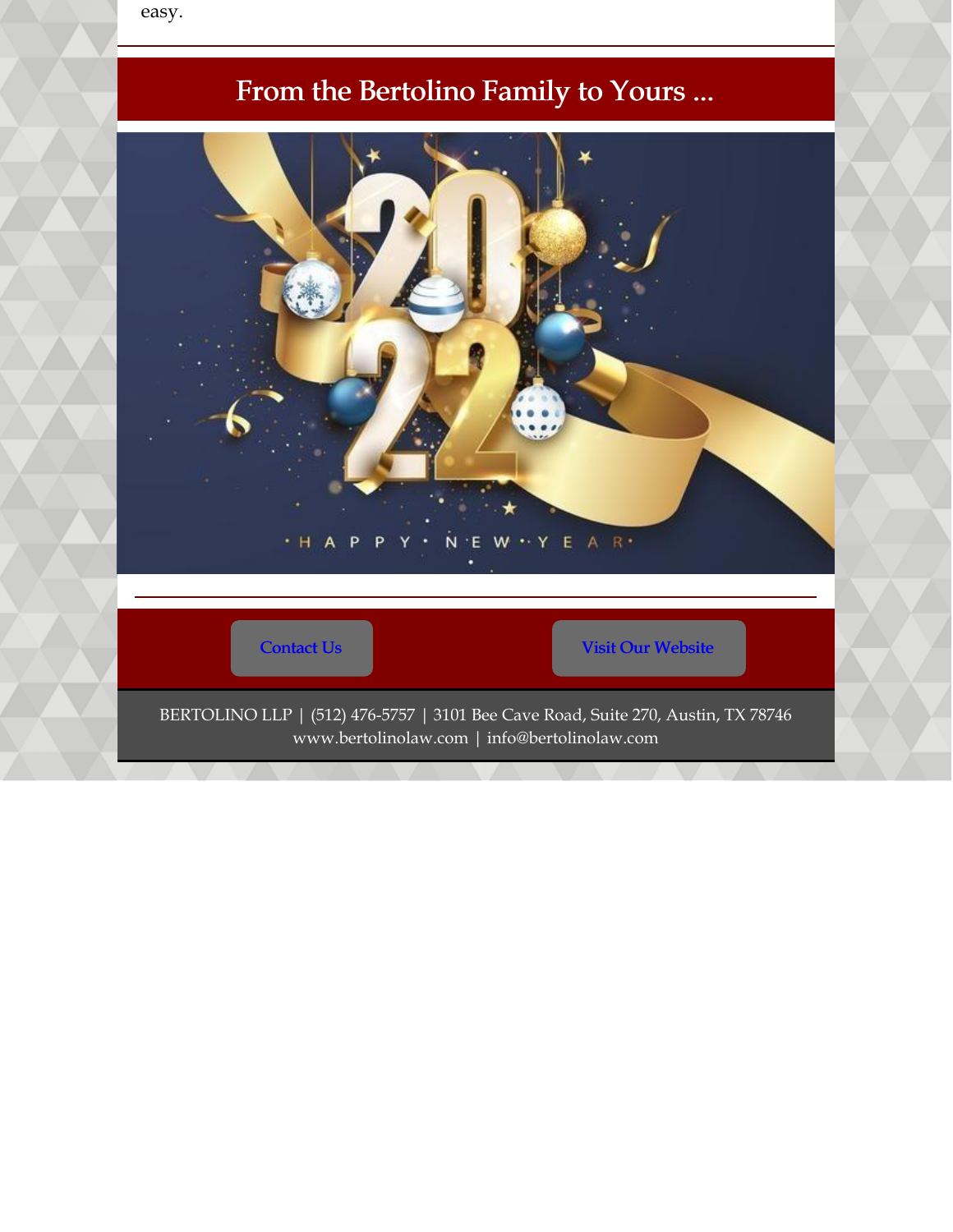easy.

## From the Bertolino Family to Yours ...

Contact Us

Visit Our Website

BERTOLINO LLP | (512) 476-5757 | 3101 Bee Cave Road, Suite 270, Austin, TX 78746
www.bertolinolaw.com | info@bertolinolaw.com